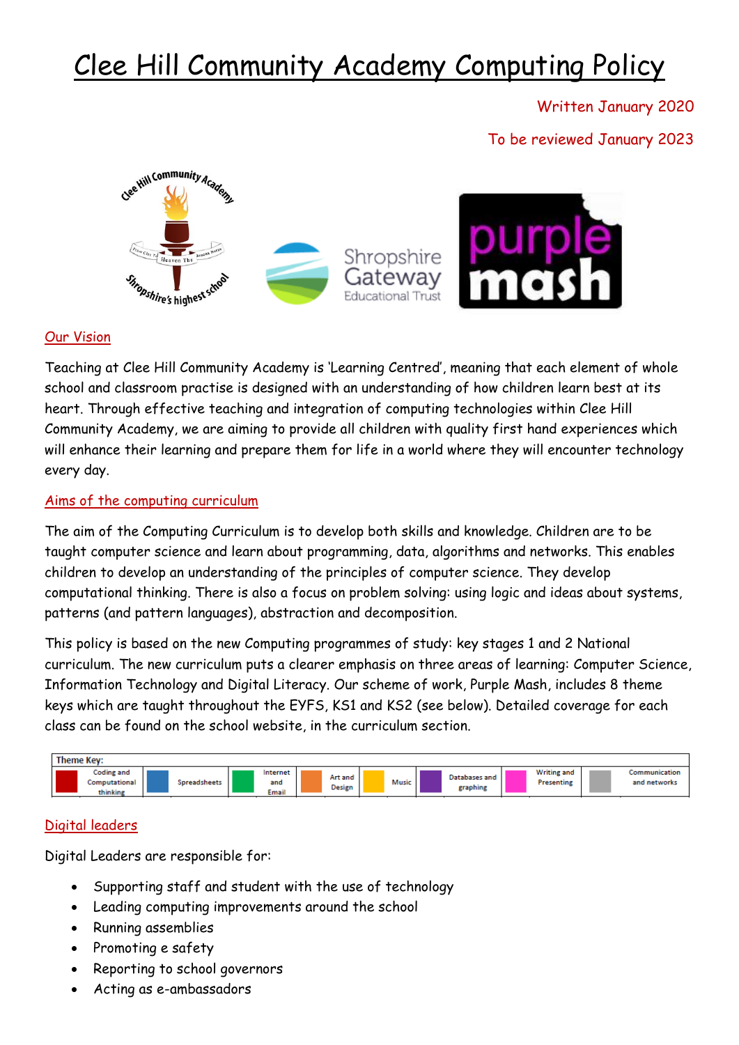# Clee Hill Community Academy Computing Policy

Written January 2020

To be reviewed January 2023

## Our Vision

Teaching at Clee Hill Community Academy is 'Learning Centred', meaning that each element of whole school and classroom practise is designed with an understanding of how children learn best at its heart. Through effective teaching and integration of computing technologies within Clee Hill Community Academy, we are aiming to provide all children with quality first hand experiences which will enhance their learning and prepare them for life in a world where they will encounter technology every day.

## Aims of the computing curriculum

The aim of the Computing Curriculum is to develop both skills and knowledge. Children are to be taught computer science and learn about programming, data, algorithms and networks. This enables children to develop an understanding of the principles of computer science. They develop computational thinking. There is also a focus on problem solving: using logic and ideas about systems, patterns (and pattern languages), abstraction and decomposition.

This policy is based on the new Computing programmes of study: key stages 1 and 2 National curriculum. The new curriculum puts a clearer emphasis on three areas of learning: Computer Science, Information Technology and Digital Literacy. Our scheme of work, Purple Mash, includes 8 theme keys which are taught throughout the EYFS, KS1 and KS2 (see below). Detailed coverage for each class can be found on the school website, in the curriculum section.

| Theme Key: | | | | | | | | | | | | | | | |
|---|---|---|---|---|---|---|---|---|---|---|---|---|---|---|---|
| | Coding and Computational thinking | | Spreadsheets | | Internet and Email | | Art and Design | | Music | | Databases and graphing | | Writing and Presenting | | Communication and networks |

## Digital leaders

Digital Leaders are responsible for:

- Supporting staff and student with the use of technology
- Leading computing improvements around the school
- Running assemblies
- Promoting e safety
- Reporting to school governors
- Acting as e-ambassadors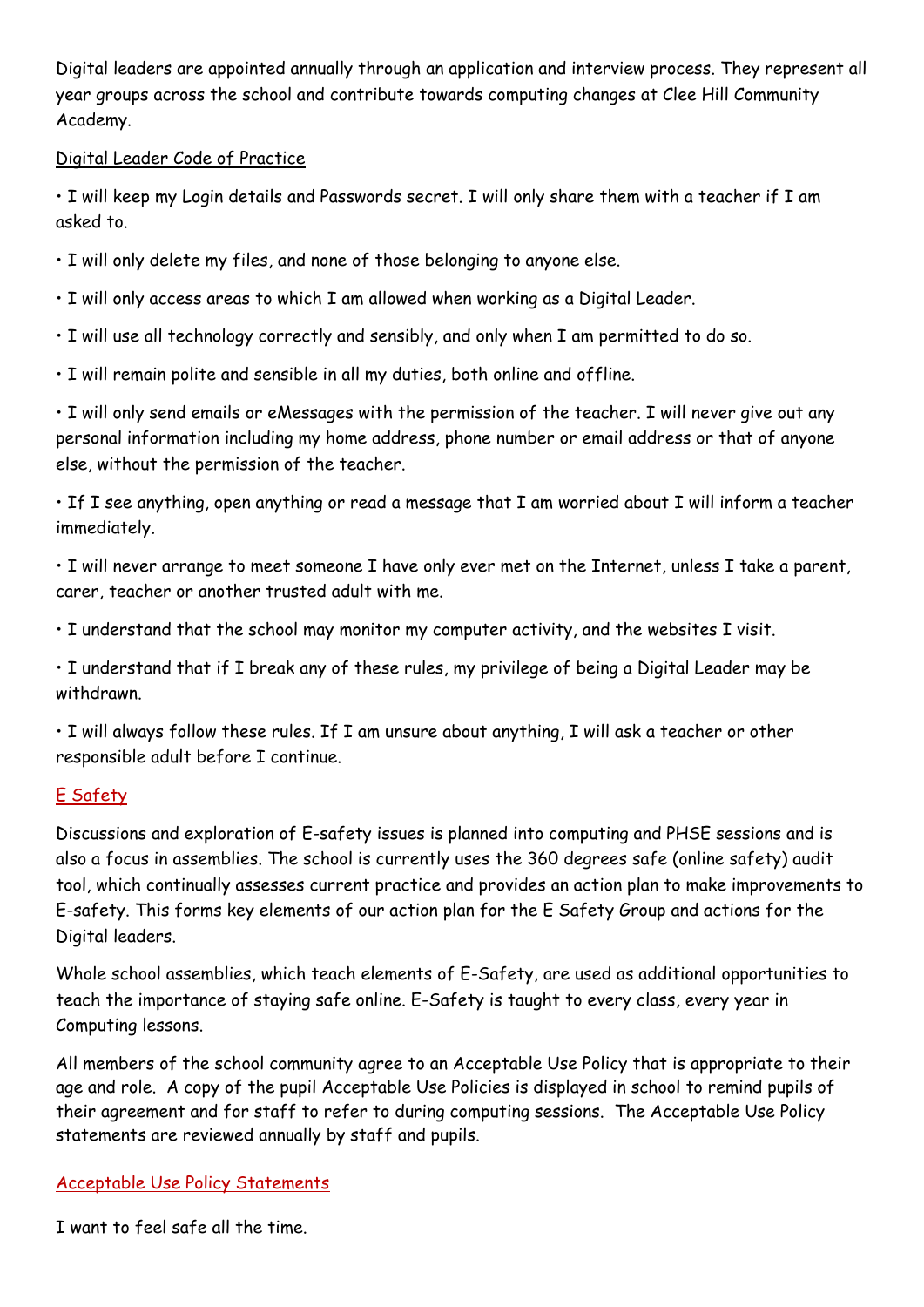Digital leaders are appointed annually through an application and interview process. They represent all year groups across the school and contribute towards computing changes at Clee Hill Community Academy.

Digital Leader Code of Practice

• I will keep my Login details and Passwords secret. I will only share them with a teacher if I am asked to.

• I will only delete my files, and none of those belonging to anyone else.

• I will only access areas to which I am allowed when working as a Digital Leader.

• I will use all technology correctly and sensibly, and only when I am permitted to do so.

• I will remain polite and sensible in all my duties, both online and offline.

• I will only send emails or eMessages with the permission of the teacher. I will never give out any personal information including my home address, phone number or email address or that of anyone else, without the permission of the teacher.

• If I see anything, open anything or read a message that I am worried about I will inform a teacher immediately.

• I will never arrange to meet someone I have only ever met on the Internet, unless I take a parent, carer, teacher or another trusted adult with me.

• I understand that the school may monitor my computer activity, and the websites I visit.

• I understand that if I break any of these rules, my privilege of being a Digital Leader may be withdrawn.

• I will always follow these rules. If I am unsure about anything, I will ask a teacher or other responsible adult before I continue.

## E Safety

Discussions and exploration of E-safety issues is planned into computing and PHSE sessions and is also a focus in assemblies. The school is currently uses the 360 degrees safe (online safety) audit tool, which continually assesses current practice and provides an action plan to make improvements to E-safety. This forms key elements of our action plan for the E Safety Group and actions for the Digital leaders.

Whole school assemblies, which teach elements of E-Safety, are used as additional opportunities to teach the importance of staying safe online. E-Safety is taught to every class, every year in Computing lessons.

All members of the school community agree to an Acceptable Use Policy that is appropriate to their age and role. A copy of the pupil Acceptable Use Policies is displayed in school to remind pupils of their agreement and for staff to refer to during computing sessions. The Acceptable Use Policy statements are reviewed annually by staff and pupils.

## Acceptable Use Policy Statements

I want to feel safe all the time.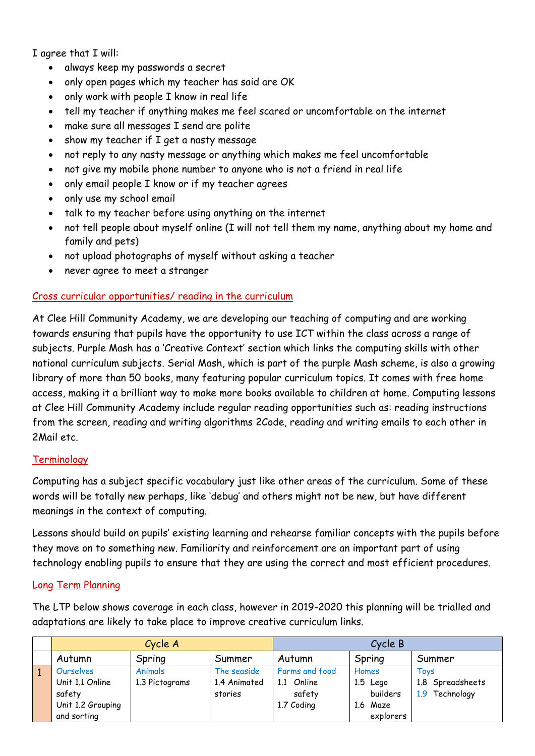I agree that I will:

- always keep my passwords a secret
- only open pages which my teacher has said are OK
- only work with people I know in real life
- tell my teacher if anything makes me feel scared or uncomfortable on the internet
- make sure all messages I send are polite
- show my teacher if I get a nasty message
- not reply to any nasty message or anything which makes me feel uncomfortable
- not give my mobile phone number to anyone who is not a friend in real life
- only email people I know or if my teacher agrees
- only use my school email
- talk to my teacher before using anything on the internet
- not tell people about myself online (I will not tell them my name, anything about my home and family and pets)
- not upload photographs of myself without asking a teacher
- never agree to meet a stranger

## Cross curricular opportunities/ reading in the curriculum

At Clee Hill Community Academy, we are developing our teaching of computing and are working towards ensuring that pupils have the opportunity to use ICT within the class across a range of subjects. Purple Mash has a 'Creative Context' section which links the computing skills with other national curriculum subjects. Serial Mash, which is part of the purple Mash scheme, is also a growing library of more than 50 books, many featuring popular curriculum topics. It comes with free home access, making it a brilliant way to make more books available to children at home. Computing lessons at Clee Hill Community Academy include regular reading opportunities such as: reading instructions from the screen, reading and writing algorithms 2Code, reading and writing emails to each other in 2Mail etc.

## Terminology

Computing has a subject specific vocabulary just like other areas of the curriculum. Some of these words will be totally new perhaps, like 'debug' and others might not be new, but have different meanings in the context of computing.

Lessons should build on pupils' existing learning and rehearse familiar concepts with the pupils before they move on to something new. Familiarity and reinforcement are an important part of using technology enabling pupils to ensure that they are using the correct and most efficient procedures.

## Long Term Planning

The LTP below shows coverage in each class, however in 2019-2020 this planning will be trialled and adaptations are likely to take place to improve creative curriculum links.

| | Cycle A | | | Cycle B | | |
|---|---|---|---|---|---|---|
| | Autumn | Spring | Summer | Autumn | Spring | Summer |
| 1 | Ourselves<br>Unit 1.1 Online safety<br>Unit 1.2 Grouping and sorting | Animals<br>1.3 Pictograms | The seaside<br>1.4 Animated stories | Farms and food<br>1.1 Online safety<br>1.7 Coding | Homes<br>1.5 Lego builders<br>1.6 Maze explorers | Toys<br>1.8 Spreadsheets<br>1.9 Technology |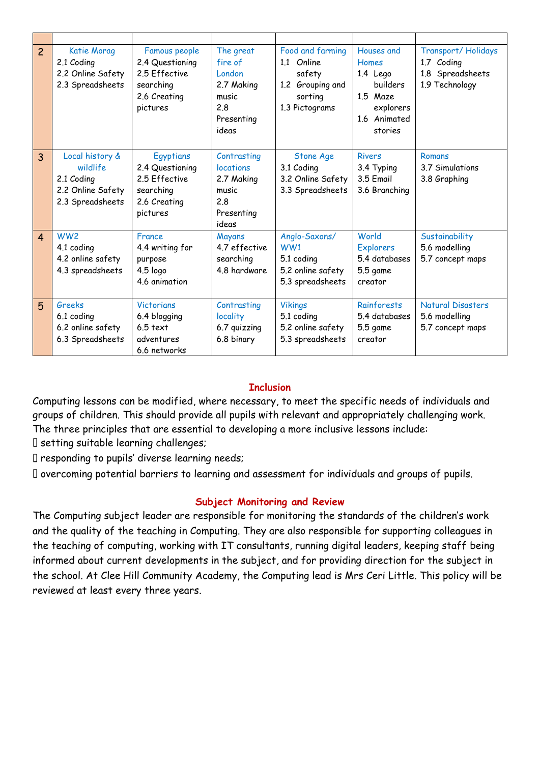| | | | | | | |
|---|---|---|---|---|---|---|
| 2 | Katie Morag<br>2.1 Coding<br>2.2 Online Safety<br>2.3 Spreadsheets | Famous people<br>2.4 Questioning<br>2.5 Effective searching<br>2.6 Creating pictures | The great fire of London<br>2.7 Making music<br>2.8 Presenting ideas | Food and farming<br>1.1 Online safety<br>1.2 Grouping and sorting<br>1.3 Pictograms | Houses and Homes<br>1.4 Lego builders<br>1.5 Maze explorers<br>1.6 Animated stories | Transport/ Holidays<br>1.7 Coding<br>1.8 Spreadsheets<br>1.9 Technology |
| 3 | Local history & wildlife<br>2.1 Coding<br>2.2 Online Safety<br>2.3 Spreadsheets | Egyptians<br>2.4 Questioning<br>2.5 Effective searching<br>2.6 Creating pictures | Contrasting locations<br>2.7 Making music<br>2.8 Presenting ideas | Stone Age<br>3.1 Coding<br>3.2 Online Safety<br>3.3 Spreadsheets | Rivers<br>3.4 Typing<br>3.5 Email<br>3.6 Branching | Romans<br>3.7 Simulations<br>3.8 Graphing |
| 4 | WW2<br>4.1 coding<br>4.2 online safety<br>4.3 spreadsheets | France<br>4.4 writing for purpose<br>4.5 logo<br>4.6 animation | Mayans<br>4.7 effective searching<br>4.8 hardware | Anglo-Saxons/ WW1<br>5.1 coding<br>5.2 online safety<br>5.3 spreadsheets | World Explorers<br>5.4 databases<br>5.5 game creator | Sustainability<br>5.6 modelling<br>5.7 concept maps |
| 5 | Greeks<br>6.1 coding<br>6.2 online safety<br>6.3 Spreadsheets | Victorians<br>6.4 blogging<br>6.5 text adventures<br>6.6 networks | Contrasting locality<br>6.7 quizzing<br>6.8 binary | Vikings<br>5.1 coding<br>5.2 online safety<br>5.3 spreadsheets | Rainforests<br>5.4 databases<br>5.5 game creator | Natural Disasters<br>5.6 modelling<br>5.7 concept maps |

## Inclusion

Computing lessons can be modified, where necessary, to meet the specific needs of individuals and groups of children. This should provide all pupils with relevant and appropriately challenging work. The three principles that are essential to developing a more inclusive lessons include:

- setting suitable learning challenges;
- responding to pupils' diverse learning needs;
- overcoming potential barriers to learning and assessment for individuals and groups of pupils.

## Subject Monitoring and Review

The Computing subject leader are responsible for monitoring the standards of the children's work and the quality of the teaching in Computing. They are also responsible for supporting colleagues in the teaching of computing, working with IT consultants, running digital leaders, keeping staff being informed about current developments in the subject, and for providing direction for the subject in the school. At Clee Hill Community Academy, the Computing lead is Mrs Ceri Little. This policy will be reviewed at least every three years.